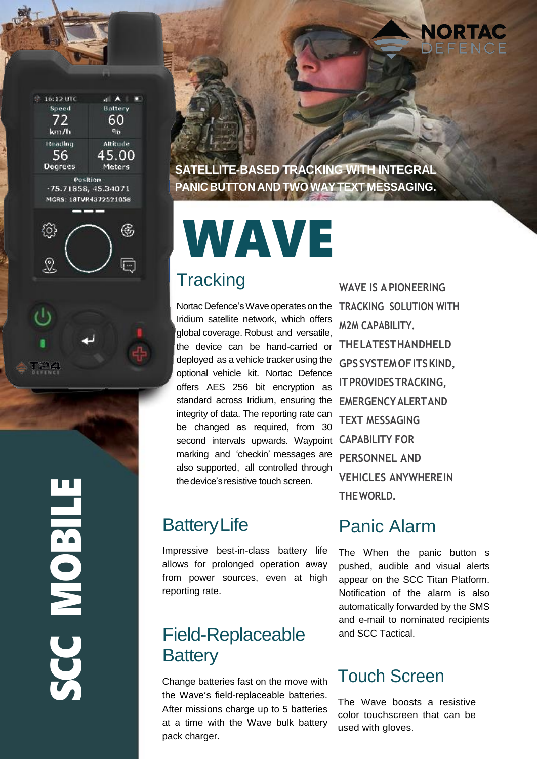SATELLITE-BASED TRACKING WITH INTEGRAL PANIC BUTTON AND TWO WAY TEXT MESSAGING.

# WAVE

SCC MOBILE

## Tracking

Nortac Defence's Wave operates on the Iridium satellite network, which offers global coverage. Robust and versatile, the device can be hand-carried or deployed as a vehicle tracker using the optional vehicle kit. Nortac Defence offers AES 256 bit encryption as standard across Iridium, ensuring the integrity of data. The reporting rate can be changed as required, from 30 second intervals upwards. Waypoint marking and 'checkin' messages are also supported, all controlled through the device's resistive touch screen.

**WAVE IS A PIONEERING TRACKING SOLUTION WITH M2M CAPABILITY. THE LATEST HANDHELD GPS SYSTEM OF ITS KIND, IT PROVIDES TRACKING, EMERGENCY ALERT AND TEXT MESSAGING CAPABILITY FOR PERSONNEL AND VEHICLES ANYWHERE IN THE WORLD.**

## Battery Life

Impressive best-in-class battery life allows for prolonged operation away from power sources, even at high reporting rate.

## Field-Replaceable Battery

Change batteries fast on the move with the Wave's field-replaceable batteries. After missions charge up to 5 batteries at a time with the Wave bulk battery pack charger.

## Panic Alarm

The When the panic button s pushed, audible and visual alerts appear on the SCC Titan Platform. Notification of the alarm is also automatically forwarded by the SMS and e-mail to nominated recipients and SCC Tactical.

## Touch Screen

The Wave boosts a resistive color touchscreen that can be used with gloves.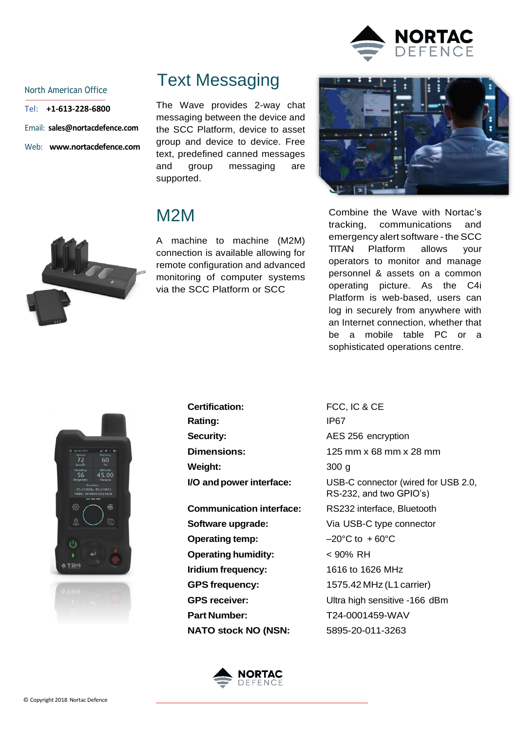North American Office

Tel: **+1-613-228-6800**

Email: **sales@nortacdefence.com**

Web: **www.nortacdefence.com**

## Text Messaging

The Wave provides 2-way chat messaging between the device and the SCC Platform, device to asset group and device to device. Free text, predefined canned messages and group messaging are supported.

## M2M

A machine to machine (M2M) connection is available allowing for remote configuration and advanced monitoring of computer systems via the SCC Platform or SCC

Combine the Wave with Nortac's tracking, communications and emergency alert software - the SCC TITAN Platform allows your operators to monitor and manage personnel & assets on a common operating picture. As the C4i Platform is web-based, users can log in securely from anywhere with an Internet connection, whether that be a mobile table PC or a sophisticated operations centre.

| | |
|---|---|
| **Certification:** | FCC, IC & CE |
| **Rating:** | IP67 |
| **Security:** | AES 256 encryption |
| **Dimensions:** | 125 mm x 68 mm x 28 mm |
| **Weight:** | 300 g |
| **I/O and power interface:** | USB-C connector (wired for USB 2.0, RS-232, and two GPIO's) |
| **Communication interface:** | RS232 interface, Bluetooth |
| **Software upgrade:** | Via USB-C type connector |
| **Operating temp:** | –20°C to + 60°C |
| **Operating humidity:** | < 90% RH |
| **Iridium frequency:** | 1616 to 1626 MHz |
| **GPS frequency:** | 1575.42 MHz (L1 carrier) |
| **GPS receiver:** | Ultra high sensitive -166 dBm |
| **Part Number:** | T24-0001459-WAV |
| **NATO stock NO (NSN:** | 5895-20-011-3263 |

© Copyright 2018 Nortac Defence